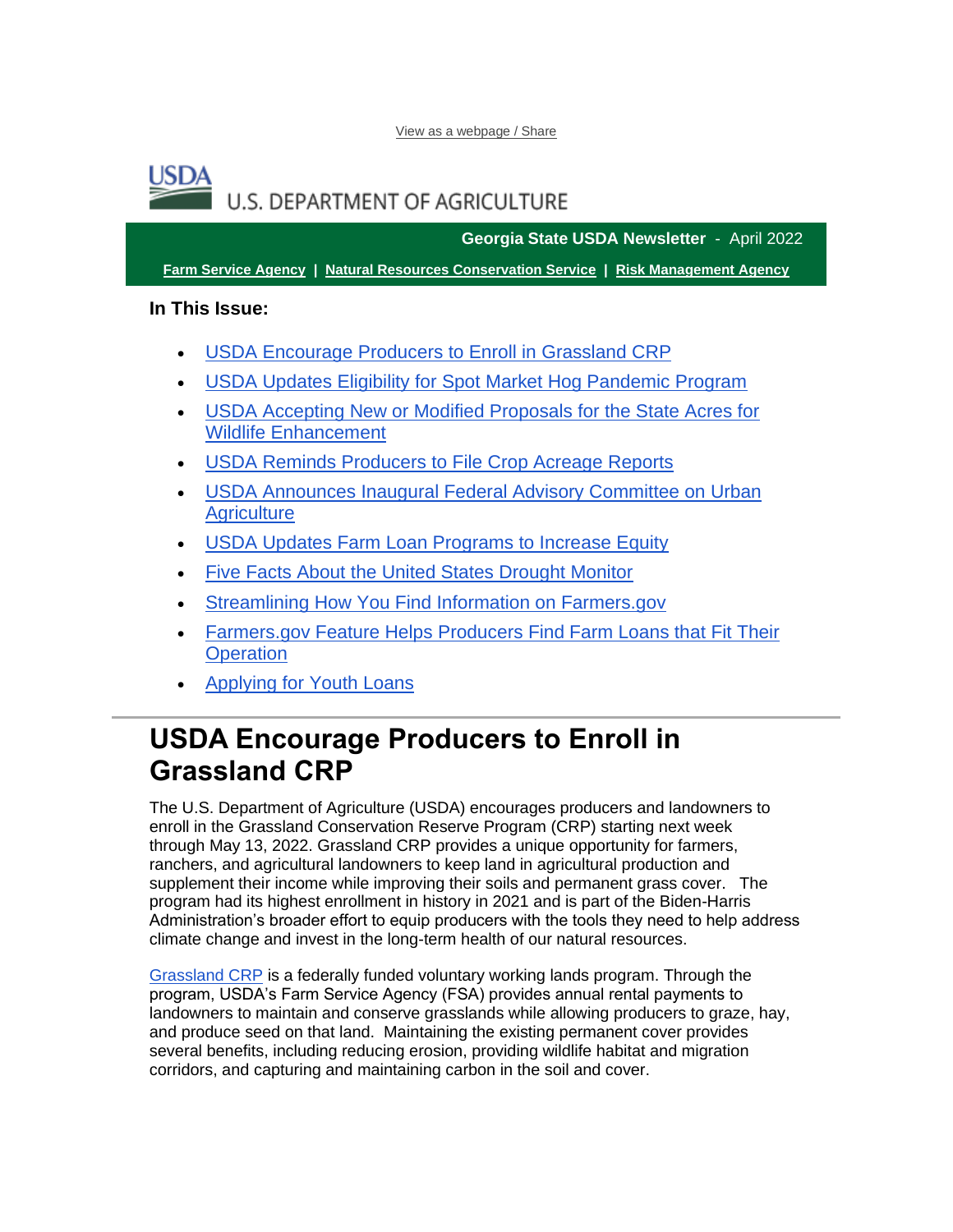View as a webpage / Share

U.S. DEPARTMENT OF AGRICULTURE

**Georgia State USDA Newsletter** - April 2022

**Farm Service Agency** | **Natural Resources Conservation Service** | **Risk Management Agency**

**In This Issue:**

- USDA Encourage Producers to Enroll in Grassland CRP
- USDA Updates Eligibility for Spot Market Hog Pandemic Program
- USDA Accepting New or Modified Proposals for the State Acres for Wildlife Enhancement
- USDA Reminds Producers to File Crop Acreage Reports
- USDA Announces Inaugural Federal Advisory Committee on Urban Agriculture
- USDA Updates Farm Loan Programs to Increase Equity
- Five Facts About the United States Drought Monitor
- Streamlining How You Find Information on Farmers.gov
- Farmers.gov Feature Helps Producers Find Farm Loans that Fit Their Operation
- Applying for Youth Loans

# USDA Encourage Producers to Enroll in Grassland CRP

The U.S. Department of Agriculture (USDA) encourages producers and landowners to enroll in the Grassland Conservation Reserve Program (CRP) starting next week through May 13, 2022. Grassland CRP provides a unique opportunity for farmers, ranchers, and agricultural landowners to keep land in agricultural production and supplement their income while improving their soils and permanent grass cover. The program had its highest enrollment in history in 2021 and is part of the Biden-Harris Administration's broader effort to equip producers with the tools they need to help address climate change and invest in the long-term health of our natural resources.

Grassland CRP is a federally funded voluntary working lands program. Through the program, USDA's Farm Service Agency (FSA) provides annual rental payments to landowners to maintain and conserve grasslands while allowing producers to graze, hay, and produce seed on that land. Maintaining the existing permanent cover provides several benefits, including reducing erosion, providing wildlife habitat and migration corridors, and capturing and maintaining carbon in the soil and cover.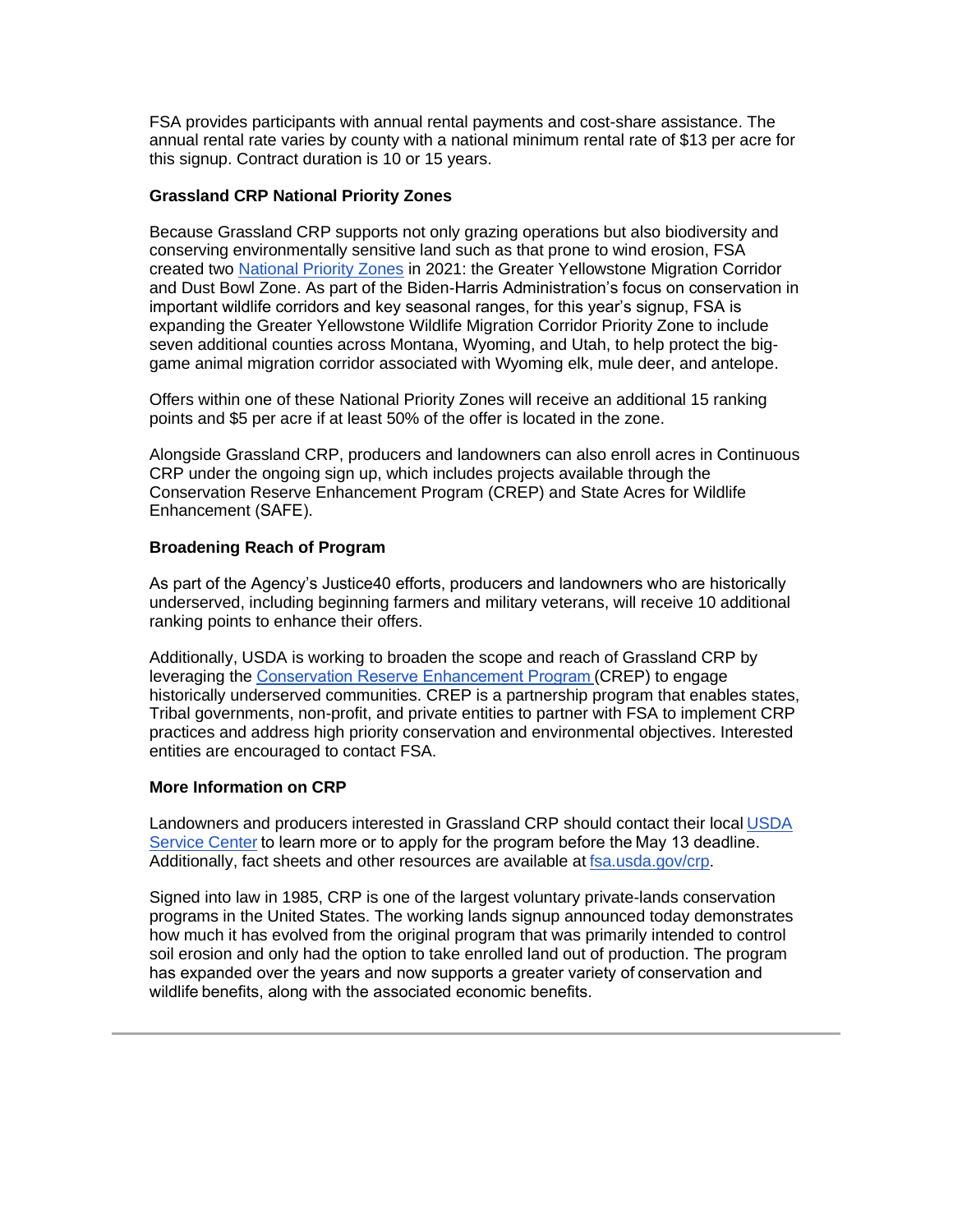FSA provides participants with annual rental payments and cost-share assistance. The annual rental rate varies by county with a national minimum rental rate of $13 per acre for this signup. Contract duration is 10 or 15 years.

**Grassland CRP National Priority Zones**

Because Grassland CRP supports not only grazing operations but also biodiversity and conserving environmentally sensitive land such as that prone to wind erosion, FSA created two [National Priority Zones](#) in 2021: the Greater Yellowstone Migration Corridor and Dust Bowl Zone. As part of the Biden-Harris Administration's focus on conservation in important wildlife corridors and key seasonal ranges, for this year's signup, FSA is expanding the Greater Yellowstone Wildlife Migration Corridor Priority Zone to include seven additional counties across Montana, Wyoming, and Utah, to help protect the big-game animal migration corridor associated with Wyoming elk, mule deer, and antelope.

Offers within one of these National Priority Zones will receive an additional 15 ranking points and $5 per acre if at least 50% of the offer is located in the zone.

Alongside Grassland CRP, producers and landowners can also enroll acres in Continuous CRP under the ongoing sign up, which includes projects available through the Conservation Reserve Enhancement Program (CREP) and State Acres for Wildlife Enhancement (SAFE).

**Broadening Reach of Program**

As part of the Agency's Justice40 efforts, producers and landowners who are historically underserved, including beginning farmers and military veterans, will receive 10 additional ranking points to enhance their offers.

Additionally, USDA is working to broaden the scope and reach of Grassland CRP by leveraging the [Conservation Reserve Enhancement Program](#) (CREP) to engage historically underserved communities. CREP is a partnership program that enables states, Tribal governments, non-profit, and private entities to partner with FSA to implement CRP practices and address high priority conservation and environmental objectives. Interested entities are encouraged to contact FSA.

**More Information on CRP**

Landowners and producers interested in Grassland CRP should contact their local [USDA Service Center](#) to learn more or to apply for the program before the May 13 deadline. Additionally, fact sheets and other resources are available at [fsa.usda.gov/crp](#).

Signed into law in 1985, CRP is one of the largest voluntary private-lands conservation programs in the United States. The working lands signup announced today demonstrates how much it has evolved from the original program that was primarily intended to control soil erosion and only had the option to take enrolled land out of production. The program has expanded over the years and now supports a greater variety of conservation and wildlife benefits, along with the associated economic benefits.

---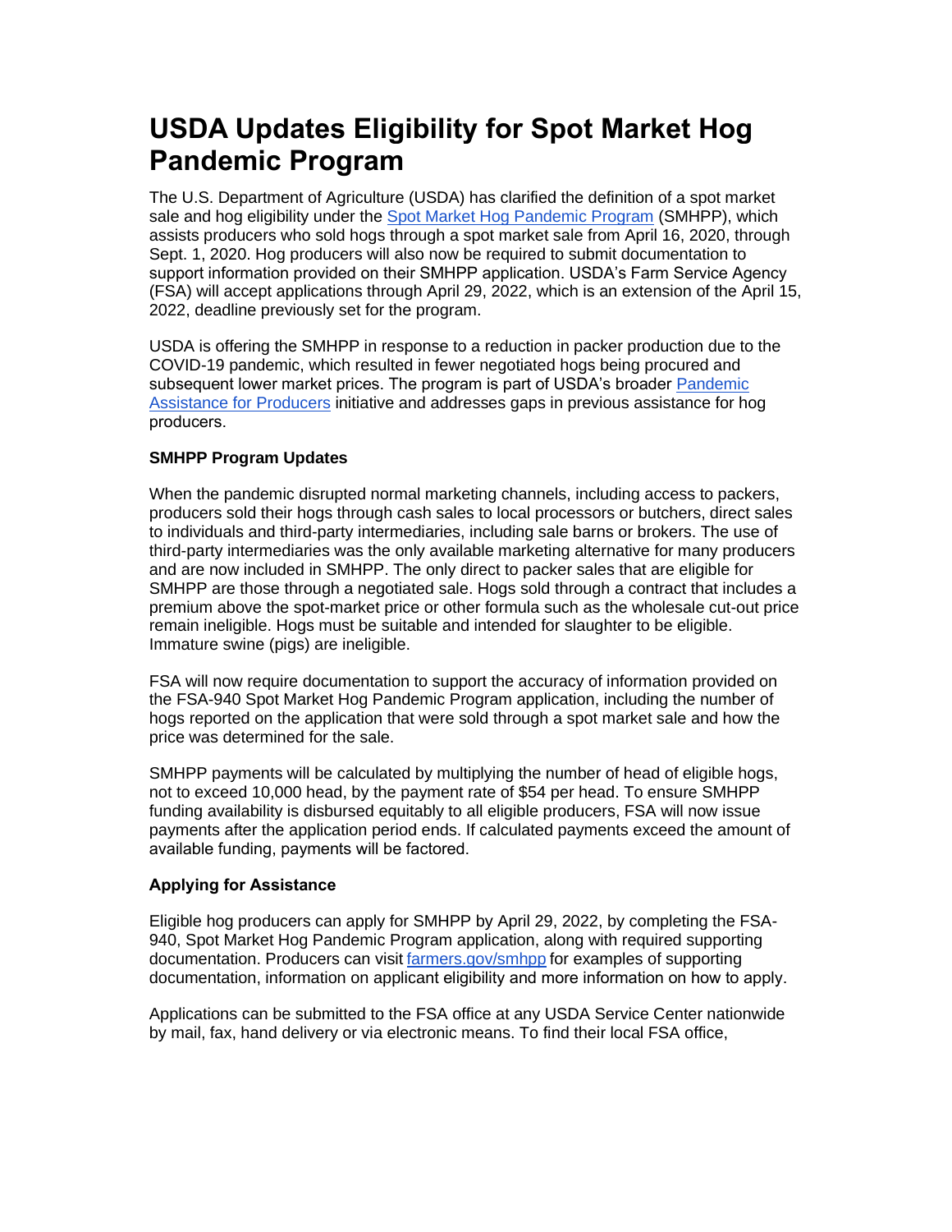# USDA Updates Eligibility for Spot Market Hog Pandemic Program

The U.S. Department of Agriculture (USDA) has clarified the definition of a spot market sale and hog eligibility under the [Spot Market Hog Pandemic Program](https://www.farmers.gov/smhpp) (SMHPP), which assists producers who sold hogs through a spot market sale from April 16, 2020, through Sept. 1, 2020. Hog producers will also now be required to submit documentation to support information provided on their SMHPP application. USDA's Farm Service Agency (FSA) will accept applications through April 29, 2022, which is an extension of the April 15, 2022, deadline previously set for the program.

USDA is offering the SMHPP in response to a reduction in packer production due to the COVID-19 pandemic, which resulted in fewer negotiated hogs being procured and subsequent lower market prices. The program is part of USDA's broader [Pandemic Assistance for Producers](https://www.farmers.gov/pandemic-assistance) initiative and addresses gaps in previous assistance for hog producers.

**SMHPP Program Updates**

When the pandemic disrupted normal marketing channels, including access to packers, producers sold their hogs through cash sales to local processors or butchers, direct sales to individuals and third-party intermediaries, including sale barns or brokers. The use of third-party intermediaries was the only available marketing alternative for many producers and are now included in SMHPP. The only direct to packer sales that are eligible for SMHPP are those through a negotiated sale. Hogs sold through a contract that includes a premium above the spot-market price or other formula such as the wholesale cut-out price remain ineligible. Hogs must be suitable and intended for slaughter to be eligible. Immature swine (pigs) are ineligible.

FSA will now require documentation to support the accuracy of information provided on the FSA-940 Spot Market Hog Pandemic Program application, including the number of hogs reported on the application that were sold through a spot market sale and how the price was determined for the sale.

SMHPP payments will be calculated by multiplying the number of head of eligible hogs, not to exceed 10,000 head, by the payment rate of $54 per head. To ensure SMHPP funding availability is disbursed equitably to all eligible producers, FSA will now issue payments after the application period ends. If calculated payments exceed the amount of available funding, payments will be factored.

**Applying for Assistance**

Eligible hog producers can apply for SMHPP by April 29, 2022, by completing the FSA-940, Spot Market Hog Pandemic Program application, along with required supporting documentation. Producers can visit [farmers.gov/smhpp](https://www.farmers.gov/smhpp) for examples of supporting documentation, information on applicant eligibility and more information on how to apply.

Applications can be submitted to the FSA office at any USDA Service Center nationwide by mail, fax, hand delivery or via electronic means. To find their local FSA office,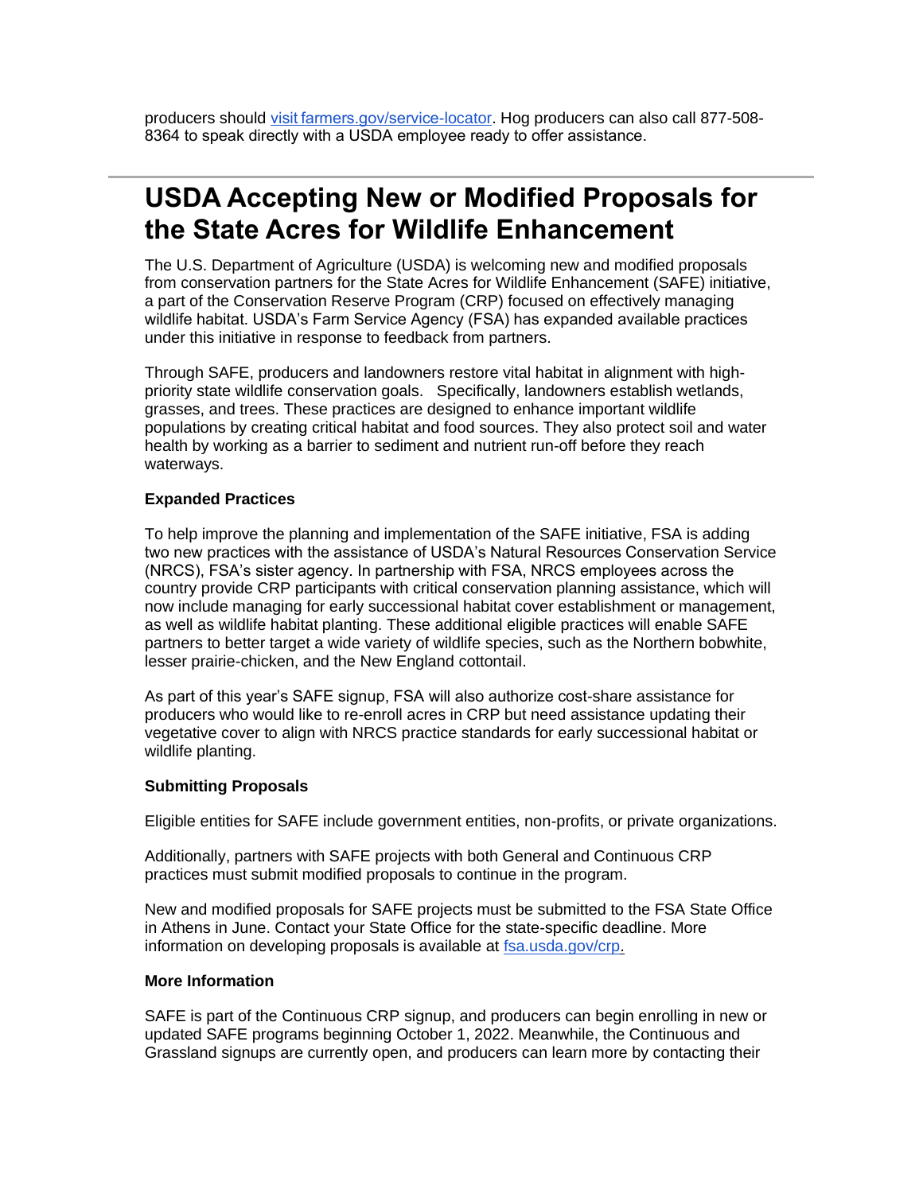producers should [visit farmers.gov/service-locator](farmers.gov/service-locator). Hog producers can also call 877-508-8364 to speak directly with a USDA employee ready to offer assistance.

---

# USDA Accepting New or Modified Proposals for the State Acres for Wildlife Enhancement

The U.S. Department of Agriculture (USDA) is welcoming new and modified proposals from conservation partners for the State Acres for Wildlife Enhancement (SAFE) initiative, a part of the Conservation Reserve Program (CRP) focused on effectively managing wildlife habitat. USDA's Farm Service Agency (FSA) has expanded available practices under this initiative in response to feedback from partners.

Through SAFE, producers and landowners restore vital habitat in alignment with high-priority state wildlife conservation goals. Specifically, landowners establish wetlands, grasses, and trees. These practices are designed to enhance important wildlife populations by creating critical habitat and food sources. They also protect soil and water health by working as a barrier to sediment and nutrient run-off before they reach waterways.

**Expanded Practices**

To help improve the planning and implementation of the SAFE initiative, FSA is adding two new practices with the assistance of USDA's Natural Resources Conservation Service (NRCS), FSA's sister agency. In partnership with FSA, NRCS employees across the country provide CRP participants with critical conservation planning assistance, which will now include managing for early successional habitat cover establishment or management, as well as wildlife habitat planting. These additional eligible practices will enable SAFE partners to better target a wide variety of wildlife species, such as the Northern bobwhite, lesser prairie-chicken, and the New England cottontail.

As part of this year's SAFE signup, FSA will also authorize cost-share assistance for producers who would like to re-enroll acres in CRP but need assistance updating their vegetative cover to align with NRCS practice standards for early successional habitat or wildlife planting.

**Submitting Proposals**

Eligible entities for SAFE include government entities, non-profits, or private organizations.

Additionally, partners with SAFE projects with both General and Continuous CRP practices must submit modified proposals to continue in the program.

New and modified proposals for SAFE projects must be submitted to the FSA State Office in Athens in June. Contact your State Office for the state-specific deadline. More information on developing proposals is available at [fsa.usda.gov/crp.](fsa.usda.gov/crp)

**More Information**

SAFE is part of the Continuous CRP signup, and producers can begin enrolling in new or updated SAFE programs beginning October 1, 2022. Meanwhile, the Continuous and Grassland signups are currently open, and producers can learn more by contacting their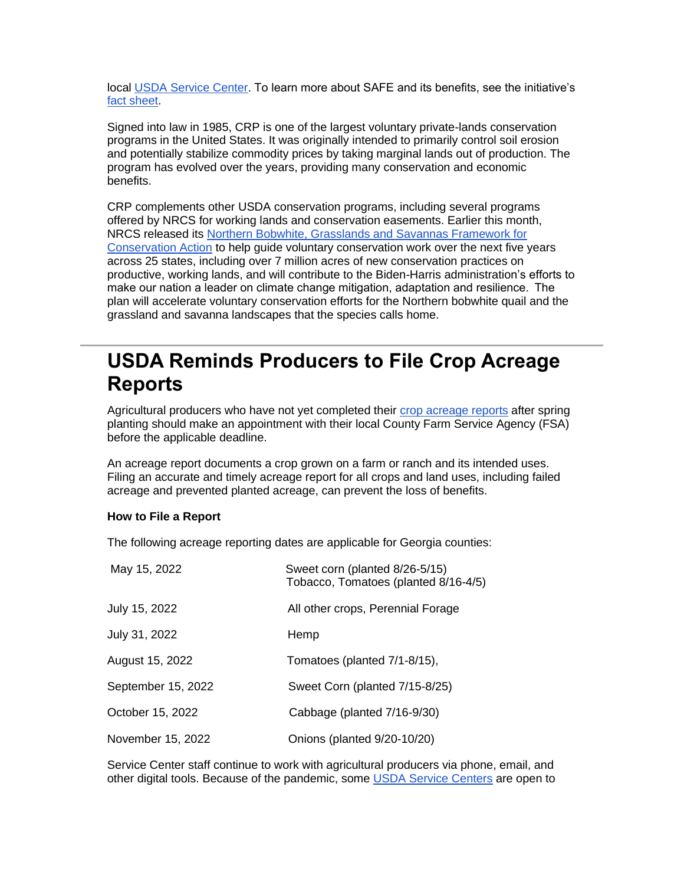local [USDA Service Center](). To learn more about SAFE and its benefits, see the initiative's [fact sheet]().

Signed into law in 1985, CRP is one of the largest voluntary private-lands conservation programs in the United States. It was originally intended to primarily control soil erosion and potentially stabilize commodity prices by taking marginal lands out of production. The program has evolved over the years, providing many conservation and economic benefits.

CRP complements other USDA conservation programs, including several programs offered by NRCS for working lands and conservation easements. Earlier this month, NRCS released its Northern Bobwhite, Grasslands and Savannas Framework for Conservation Action to help guide voluntary conservation work over the next five years across 25 states, including over 7 million acres of new conservation practices on productive, working lands, and will contribute to the Biden-Harris administration's efforts to make our nation a leader on climate change mitigation, adaptation and resilience. The plan will accelerate voluntary conservation efforts for the Northern bobwhite quail and the grassland and savanna landscapes that the species calls home.

---

# USDA Reminds Producers to File Crop Acreage Reports

Agricultural producers who have not yet completed their crop acreage reports after spring planting should make an appointment with their local County Farm Service Agency (FSA) before the applicable deadline.

An acreage report documents a crop grown on a farm or ranch and its intended uses. Filing an accurate and timely acreage report for all crops and land uses, including failed acreage and prevented planted acreage, can prevent the loss of benefits.

**How to File a Report**

The following acreage reporting dates are applicable for Georgia counties:

| | |
|---|---|
| May 15, 2022 | Sweet corn (planted 8/26-5/15)<br>Tobacco, Tomatoes (planted 8/16-4/5) |
| July 15, 2022 | All other crops, Perennial Forage |
| July 31, 2022 | Hemp |
| August 15, 2022 | Tomatoes (planted 7/1-8/15), |
| September 15, 2022 | Sweet Corn (planted 7/15-8/25) |
| October 15, 2022 | Cabbage (planted 7/16-9/30) |
| November 15, 2022 | Onions (planted 9/20-10/20) |

Service Center staff continue to work with agricultural producers via phone, email, and other digital tools. Because of the pandemic, some USDA Service Centers are open to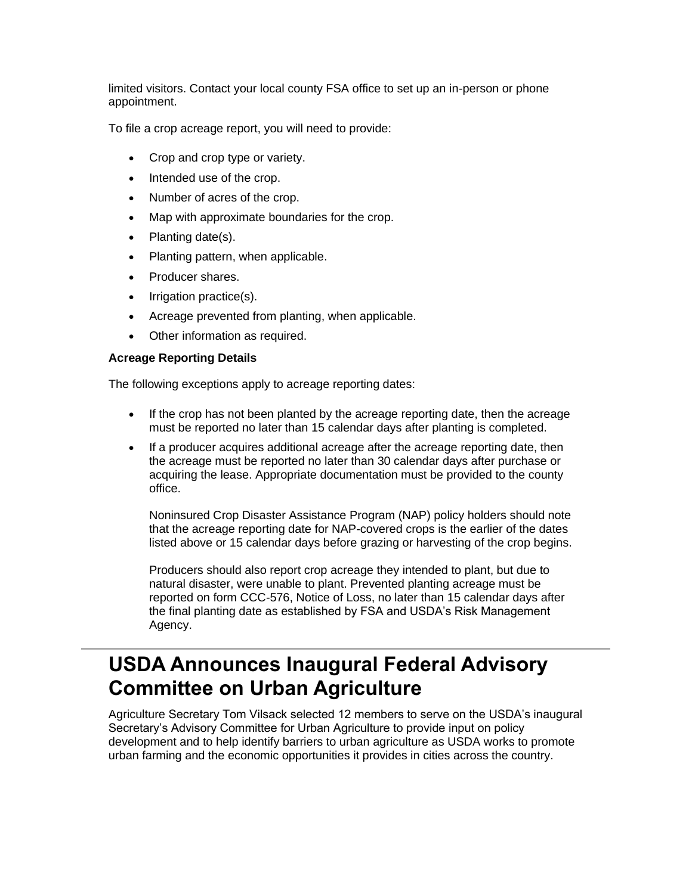limited visitors. Contact your local county FSA office to set up an in-person or phone appointment.

To file a crop acreage report, you will need to provide:

- Crop and crop type or variety.
- Intended use of the crop.
- Number of acres of the crop.
- Map with approximate boundaries for the crop.
- Planting date(s).
- Planting pattern, when applicable.
- Producer shares.
- Irrigation practice(s).
- Acreage prevented from planting, when applicable.
- Other information as required.

**Acreage Reporting Details**

The following exceptions apply to acreage reporting dates:

- If the crop has not been planted by the acreage reporting date, then the acreage must be reported no later than 15 calendar days after planting is completed.
- If a producer acquires additional acreage after the acreage reporting date, then the acreage must be reported no later than 30 calendar days after purchase or acquiring the lease. Appropriate documentation must be provided to the county office.

  Noninsured Crop Disaster Assistance Program (NAP) policy holders should note that the acreage reporting date for NAP-covered crops is the earlier of the dates listed above or 15 calendar days before grazing or harvesting of the crop begins.

  Producers should also report crop acreage they intended to plant, but due to natural disaster, were unable to plant. Prevented planting acreage must be reported on form CCC-576, Notice of Loss, no later than 15 calendar days after the final planting date as established by FSA and USDA's Risk Management Agency.

---

# USDA Announces Inaugural Federal Advisory Committee on Urban Agriculture

Agriculture Secretary Tom Vilsack selected 12 members to serve on the USDA's inaugural Secretary's Advisory Committee for Urban Agriculture to provide input on policy development and to help identify barriers to urban agriculture as USDA works to promote urban farming and the economic opportunities it provides in cities across the country.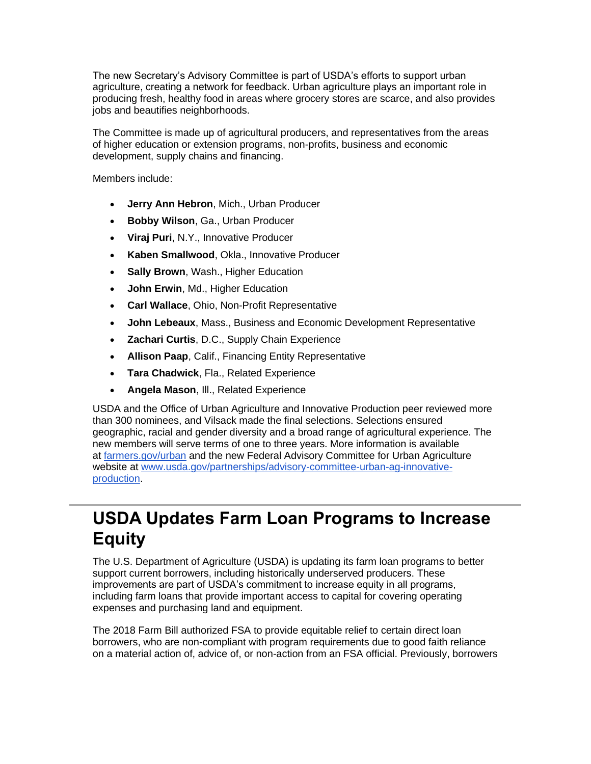The new Secretary's Advisory Committee is part of USDA's efforts to support urban agriculture, creating a network for feedback. Urban agriculture plays an important role in producing fresh, healthy food in areas where grocery stores are scarce, and also provides jobs and beautifies neighborhoods.

The Committee is made up of agricultural producers, and representatives from the areas of higher education or extension programs, non-profits, business and economic development, supply chains and financing.

Members include:

- **Jerry Ann Hebron**, Mich., Urban Producer
- **Bobby Wilson**, Ga., Urban Producer
- **Viraj Puri**, N.Y., Innovative Producer
- **Kaben Smallwood**, Okla., Innovative Producer
- **Sally Brown**, Wash., Higher Education
- **John Erwin**, Md., Higher Education
- **Carl Wallace**, Ohio, Non-Profit Representative
- **John Lebeaux**, Mass., Business and Economic Development Representative
- **Zachari Curtis**, D.C., Supply Chain Experience
- **Allison Paap**, Calif., Financing Entity Representative
- **Tara Chadwick**, Fla., Related Experience
- **Angela Mason**, Ill., Related Experience

USDA and the Office of Urban Agriculture and Innovative Production peer reviewed more than 300 nominees, and Vilsack made the final selections. Selections ensured geographic, racial and gender diversity and a broad range of agricultural experience. The new members will serve terms of one to three years. More information is available at [farmers.gov/urban](farmers.gov/urban) and the new Federal Advisory Committee for Urban Agriculture website at [www.usda.gov/partnerships/advisory-committee-urban-ag-innovative-production](www.usda.gov/partnerships/advisory-committee-urban-ag-innovative-production).

---

# USDA Updates Farm Loan Programs to Increase Equity

The U.S. Department of Agriculture (USDA) is updating its farm loan programs to better support current borrowers, including historically underserved producers. These improvements are part of USDA's commitment to increase equity in all programs, including farm loans that provide important access to capital for covering operating expenses and purchasing land and equipment.

The 2018 Farm Bill authorized FSA to provide equitable relief to certain direct loan borrowers, who are non-compliant with program requirements due to good faith reliance on a material action of, advice of, or non-action from an FSA official. Previously, borrowers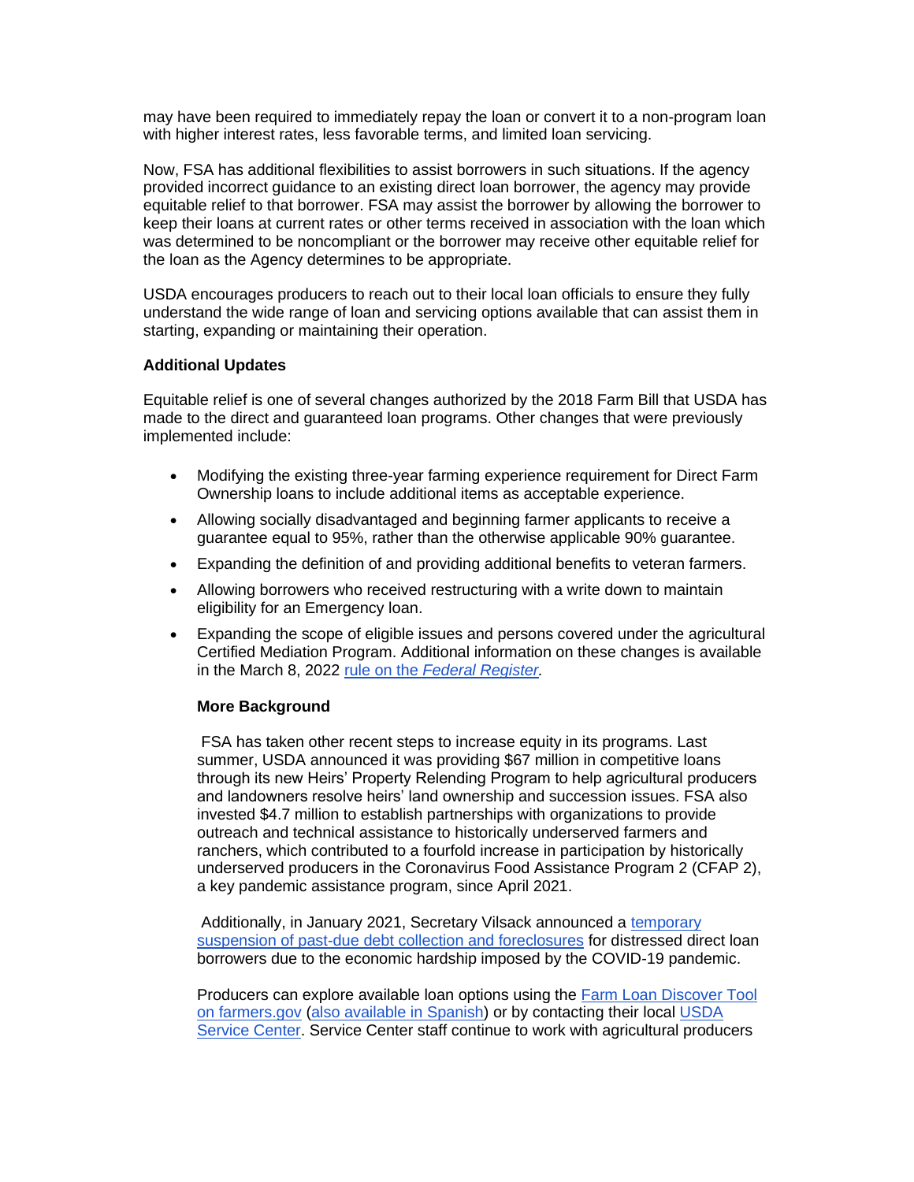may have been required to immediately repay the loan or convert it to a non-program loan with higher interest rates, less favorable terms, and limited loan servicing.

Now, FSA has additional flexibilities to assist borrowers in such situations. If the agency provided incorrect guidance to an existing direct loan borrower, the agency may provide equitable relief to that borrower. FSA may assist the borrower by allowing the borrower to keep their loans at current rates or other terms received in association with the loan which was determined to be noncompliant or the borrower may receive other equitable relief for the loan as the Agency determines to be appropriate.

USDA encourages producers to reach out to their local loan officials to ensure they fully understand the wide range of loan and servicing options available that can assist them in starting, expanding or maintaining their operation.

**Additional Updates**

Equitable relief is one of several changes authorized by the 2018 Farm Bill that USDA has made to the direct and guaranteed loan programs. Other changes that were previously implemented include:

- Modifying the existing three-year farming experience requirement for Direct Farm Ownership loans to include additional items as acceptable experience.
- Allowing socially disadvantaged and beginning farmer applicants to receive a guarantee equal to 95%, rather than the otherwise applicable 90% guarantee.
- Expanding the definition of and providing additional benefits to veteran farmers.
- Allowing borrowers who received restructuring with a write down to maintain eligibility for an Emergency loan.
- Expanding the scope of eligible issues and persons covered under the agricultural Certified Mediation Program. Additional information on these changes is available in the March 8, 2022 rule on the *Federal Register*.

**More Background**

FSA has taken other recent steps to increase equity in its programs. Last summer, USDA announced it was providing $67 million in competitive loans through its new Heirs' Property Relending Program to help agricultural producers and landowners resolve heirs' land ownership and succession issues. FSA also invested $4.7 million to establish partnerships with organizations to provide outreach and technical assistance to historically underserved farmers and ranchers, which contributed to a fourfold increase in participation by historically underserved producers in the Coronavirus Food Assistance Program 2 (CFAP 2), a key pandemic assistance program, since April 2021.

Additionally, in January 2021, Secretary Vilsack announced a temporary suspension of past-due debt collection and foreclosures for distressed direct loan borrowers due to the economic hardship imposed by the COVID-19 pandemic.

Producers can explore available loan options using the Farm Loan Discover Tool on farmers.gov (also available in Spanish) or by contacting their local USDA Service Center. Service Center staff continue to work with agricultural producers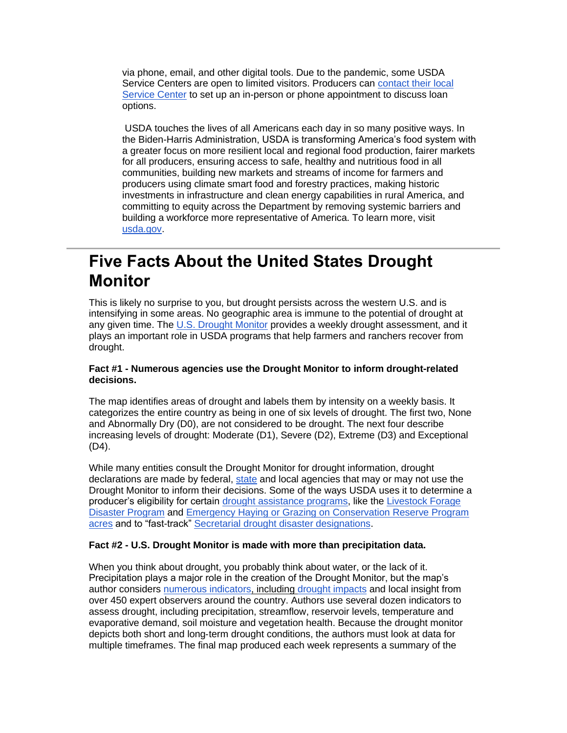via phone, email, and other digital tools. Due to the pandemic, some USDA Service Centers are open to limited visitors. Producers can contact their local Service Center to set up an in-person or phone appointment to discuss loan options.

USDA touches the lives of all Americans each day in so many positive ways. In the Biden-Harris Administration, USDA is transforming America's food system with a greater focus on more resilient local and regional food production, fairer markets for all producers, ensuring access to safe, healthy and nutritious food in all communities, building new markets and streams of income for farmers and producers using climate smart food and forestry practices, making historic investments in infrastructure and clean energy capabilities in rural America, and committing to equity across the Department by removing systemic barriers and building a workforce more representative of America. To learn more, visit usda.gov.

---

# Five Facts About the United States Drought Monitor

This is likely no surprise to you, but drought persists across the western U.S. and is intensifying in some areas. No geographic area is immune to the potential of drought at any given time. The U.S. Drought Monitor provides a weekly drought assessment, and it plays an important role in USDA programs that help farmers and ranchers recover from drought.

**Fact #1 - Numerous agencies use the Drought Monitor to inform drought-related decisions.**

The map identifies areas of drought and labels them by intensity on a weekly basis. It categorizes the entire country as being in one of six levels of drought. The first two, None and Abnormally Dry (D0), are not considered to be drought. The next four describe increasing levels of drought: Moderate (D1), Severe (D2), Extreme (D3) and Exceptional (D4).

While many entities consult the Drought Monitor for drought information, drought declarations are made by federal, state and local agencies that may or may not use the Drought Monitor to inform their decisions. Some of the ways USDA uses it to determine a producer's eligibility for certain drought assistance programs, like the Livestock Forage Disaster Program and Emergency Haying or Grazing on Conservation Reserve Program acres and to "fast-track" Secretarial drought disaster designations.

**Fact #2 - U.S. Drought Monitor is made with more than precipitation data.**

When you think about drought, you probably think about water, or the lack of it. Precipitation plays a major role in the creation of the Drought Monitor, but the map's author considers numerous indicators, including drought impacts and local insight from over 450 expert observers around the country. Authors use several dozen indicators to assess drought, including precipitation, streamflow, reservoir levels, temperature and evaporative demand, soil moisture and vegetation health. Because the drought monitor depicts both short and long-term drought conditions, the authors must look at data for multiple timeframes. The final map produced each week represents a summary of the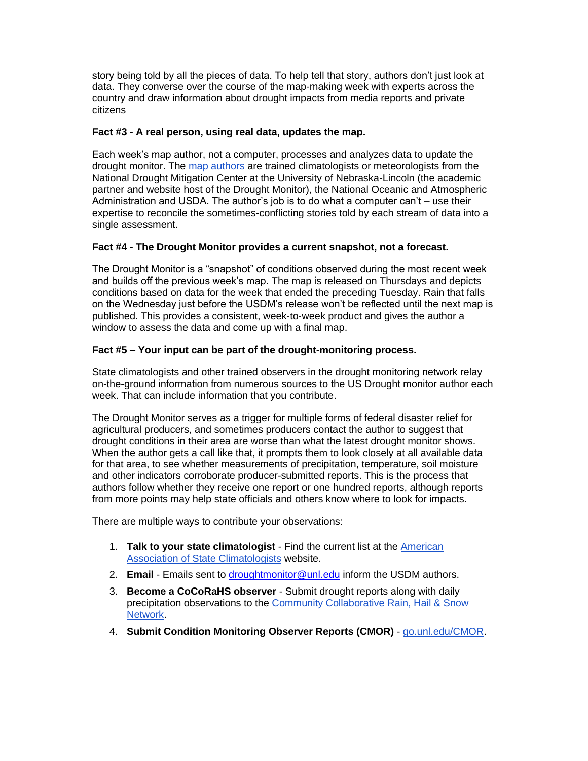story being told by all the pieces of data. To help tell that story, authors don't just look at data. They converse over the course of the map-making week with experts across the country and draw information about drought impacts from media reports and private citizens

**Fact #3 - A real person, using real data, updates the map.**

Each week's map author, not a computer, processes and analyzes data to update the drought monitor. The map authors are trained climatologists or meteorologists from the National Drought Mitigation Center at the University of Nebraska-Lincoln (the academic partner and website host of the Drought Monitor), the National Oceanic and Atmospheric Administration and USDA. The author's job is to do what a computer can't – use their expertise to reconcile the sometimes-conflicting stories told by each stream of data into a single assessment.

**Fact #4 - The Drought Monitor provides a current snapshot, not a forecast.**

The Drought Monitor is a "snapshot" of conditions observed during the most recent week and builds off the previous week's map. The map is released on Thursdays and depicts conditions based on data for the week that ended the preceding Tuesday. Rain that falls on the Wednesday just before the USDM's release won't be reflected until the next map is published. This provides a consistent, week-to-week product and gives the author a window to assess the data and come up with a final map.

**Fact #5 – Your input can be part of the drought-monitoring process.**

State climatologists and other trained observers in the drought monitoring network relay on-the-ground information from numerous sources to the US Drought monitor author each week. That can include information that you contribute.

The Drought Monitor serves as a trigger for multiple forms of federal disaster relief for agricultural producers, and sometimes producers contact the author to suggest that drought conditions in their area are worse than what the latest drought monitor shows. When the author gets a call like that, it prompts them to look closely at all available data for that area, to see whether measurements of precipitation, temperature, soil moisture and other indicators corroborate producer-submitted reports. This is the process that authors follow whether they receive one report or one hundred reports, although reports from more points may help state officials and others know where to look for impacts.

There are multiple ways to contribute your observations:

1. **Talk to your state climatologist** - Find the current list at the American Association of State Climatologists website.
2. **Email** - Emails sent to droughtmonitor@unl.edu inform the USDM authors.
3. **Become a CoCoRaHS observer** - Submit drought reports along with daily precipitation observations to the Community Collaborative Rain, Hail & Snow Network.
4. **Submit Condition Monitoring Observer Reports (CMOR)** - go.unl.edu/CMOR.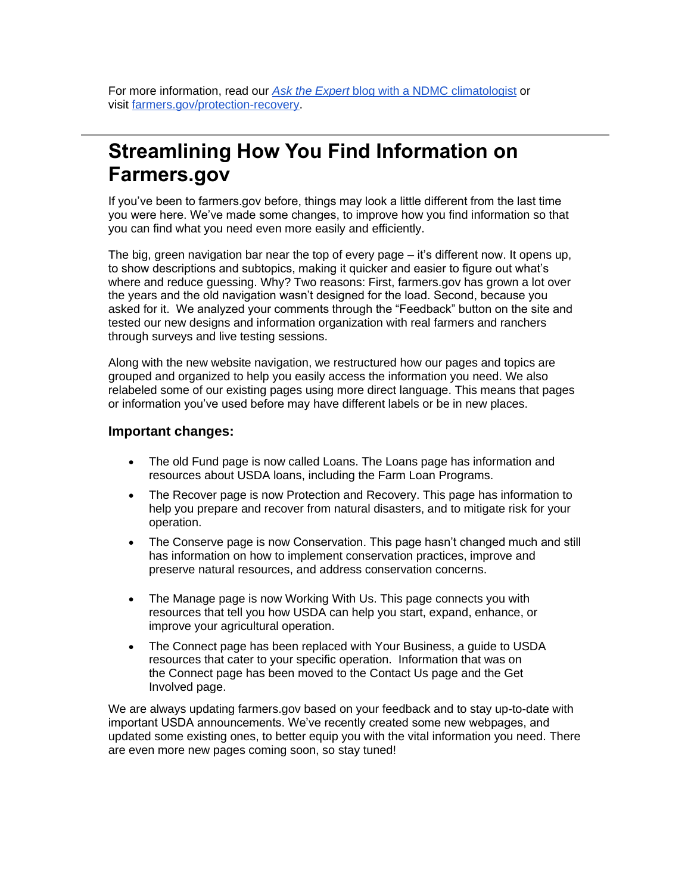For more information, read our [*Ask the Expert* blog with a NDMC climatologist]() or visit [farmers.gov/protection-recovery]().

---

# Streamlining How You Find Information on Farmers.gov

If you've been to farmers.gov before, things may look a little different from the last time you were here. We've made some changes, to improve how you find information so that you can find what you need even more easily and efficiently.

The big, green navigation bar near the top of every page – it's different now. It opens up, to show descriptions and subtopics, making it quicker and easier to figure out what's where and reduce guessing. Why? Two reasons: First, farmers.gov has grown a lot over the years and the old navigation wasn't designed for the load. Second, because you asked for it. We analyzed your comments through the "Feedback" button on the site and tested our new designs and information organization with real farmers and ranchers through surveys and live testing sessions.

Along with the new website navigation, we restructured how our pages and topics are grouped and organized to help you easily access the information you need. We also relabeled some of our existing pages using more direct language. This means that pages or information you've used before may have different labels or be in new places.

### Important changes:

- The old Fund page is now called Loans. The Loans page has information and resources about USDA loans, including the Farm Loan Programs.
- The Recover page is now Protection and Recovery. This page has information to help you prepare and recover from natural disasters, and to mitigate risk for your operation.
- The Conserve page is now Conservation. This page hasn't changed much and still has information on how to implement conservation practices, improve and preserve natural resources, and address conservation concerns.
- The Manage page is now Working With Us. This page connects you with resources that tell you how USDA can help you start, expand, enhance, or improve your agricultural operation.
- The Connect page has been replaced with Your Business, a guide to USDA resources that cater to your specific operation. Information that was on the Connect page has been moved to the Contact Us page and the Get Involved page.

We are always updating farmers.gov based on your feedback and to stay up-to-date with important USDA announcements. We've recently created some new webpages, and updated some existing ones, to better equip you with the vital information you need. There are even more new pages coming soon, so stay tuned!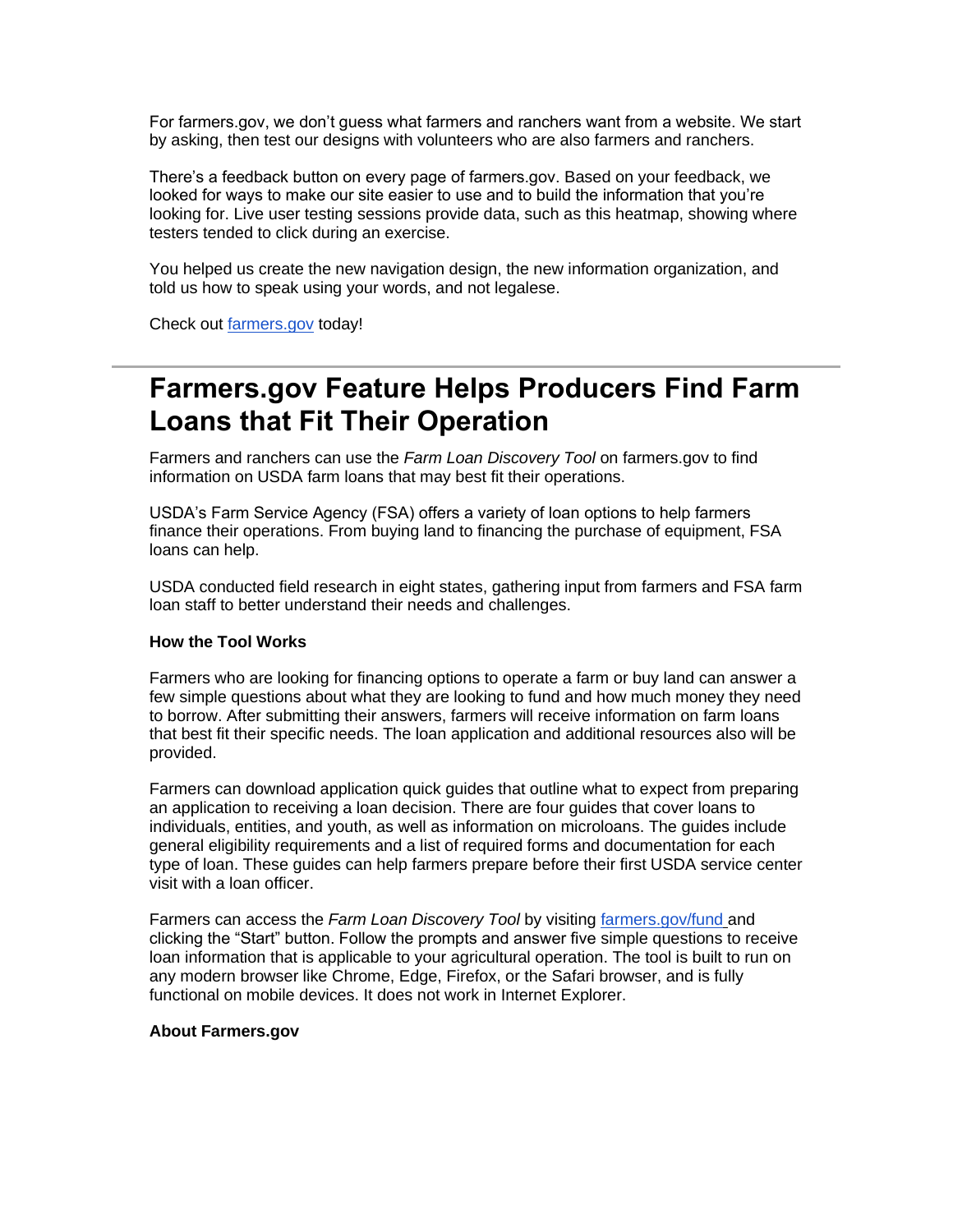For farmers.gov, we don't guess what farmers and ranchers want from a website. We start by asking, then test our designs with volunteers who are also farmers and ranchers.

There's a feedback button on every page of farmers.gov. Based on your feedback, we looked for ways to make our site easier to use and to build the information that you're looking for. Live user testing sessions provide data, such as this heatmap, showing where testers tended to click during an exercise.

You helped us create the new navigation design, the new information organization, and told us how to speak using your words, and not legalese.

Check out [farmers.gov](farmers.gov) today!

---

# Farmers.gov Feature Helps Producers Find Farm Loans that Fit Their Operation

Farmers and ranchers can use the *Farm Loan Discovery Tool* on farmers.gov to find information on USDA farm loans that may best fit their operations.

USDA's Farm Service Agency (FSA) offers a variety of loan options to help farmers finance their operations. From buying land to financing the purchase of equipment, FSA loans can help.

USDA conducted field research in eight states, gathering input from farmers and FSA farm loan staff to better understand their needs and challenges.

**How the Tool Works**

Farmers who are looking for financing options to operate a farm or buy land can answer a few simple questions about what they are looking to fund and how much money they need to borrow. After submitting their answers, farmers will receive information on farm loans that best fit their specific needs. The loan application and additional resources also will be provided.

Farmers can download application quick guides that outline what to expect from preparing an application to receiving a loan decision. There are four guides that cover loans to individuals, entities, and youth, as well as information on microloans. The guides include general eligibility requirements and a list of required forms and documentation for each type of loan. These guides can help farmers prepare before their first USDA service center visit with a loan officer.

Farmers can access the *Farm Loan Discovery Tool* by visiting [farmers.gov/fund](farmers.gov/fund) and clicking the "Start" button. Follow the prompts and answer five simple questions to receive loan information that is applicable to your agricultural operation. The tool is built to run on any modern browser like Chrome, Edge, Firefox, or the Safari browser, and is fully functional on mobile devices. It does not work in Internet Explorer.

**About Farmers.gov**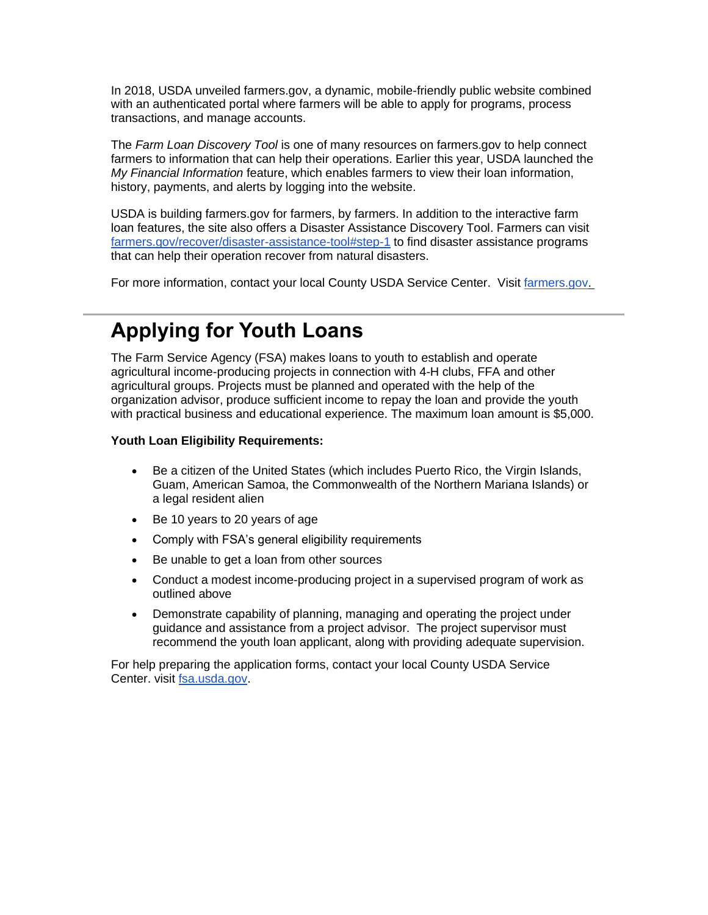In 2018, USDA unveiled farmers.gov, a dynamic, mobile-friendly public website combined with an authenticated portal where farmers will be able to apply for programs, process transactions, and manage accounts.

The *Farm Loan Discovery Tool* is one of many resources on farmers.gov to help connect farmers to information that can help their operations. Earlier this year, USDA launched the *My Financial Information* feature, which enables farmers to view their loan information, history, payments, and alerts by logging into the website.

USDA is building farmers.gov for farmers, by farmers. In addition to the interactive farm loan features, the site also offers a Disaster Assistance Discovery Tool. Farmers can visit [farmers.gov/recover/disaster-assistance-tool#step-1](farmers.gov/recover/disaster-assistance-tool#step-1) to find disaster assistance programs that can help their operation recover from natural disasters.

For more information, contact your local County USDA Service Center. Visit [farmers.gov.](farmers.gov)

---

# Applying for Youth Loans

The Farm Service Agency (FSA) makes loans to youth to establish and operate agricultural income-producing projects in connection with 4-H clubs, FFA and other agricultural groups. Projects must be planned and operated with the help of the organization advisor, produce sufficient income to repay the loan and provide the youth with practical business and educational experience. The maximum loan amount is $5,000.

**Youth Loan Eligibility Requirements:**

- Be a citizen of the United States (which includes Puerto Rico, the Virgin Islands, Guam, American Samoa, the Commonwealth of the Northern Mariana Islands) or a legal resident alien
- Be 10 years to 20 years of age
- Comply with FSA's general eligibility requirements
- Be unable to get a loan from other sources
- Conduct a modest income-producing project in a supervised program of work as outlined above
- Demonstrate capability of planning, managing and operating the project under guidance and assistance from a project advisor. The project supervisor must recommend the youth loan applicant, along with providing adequate supervision.

For help preparing the application forms, contact your local County USDA Service Center. visit [fsa.usda.gov](fsa.usda.gov).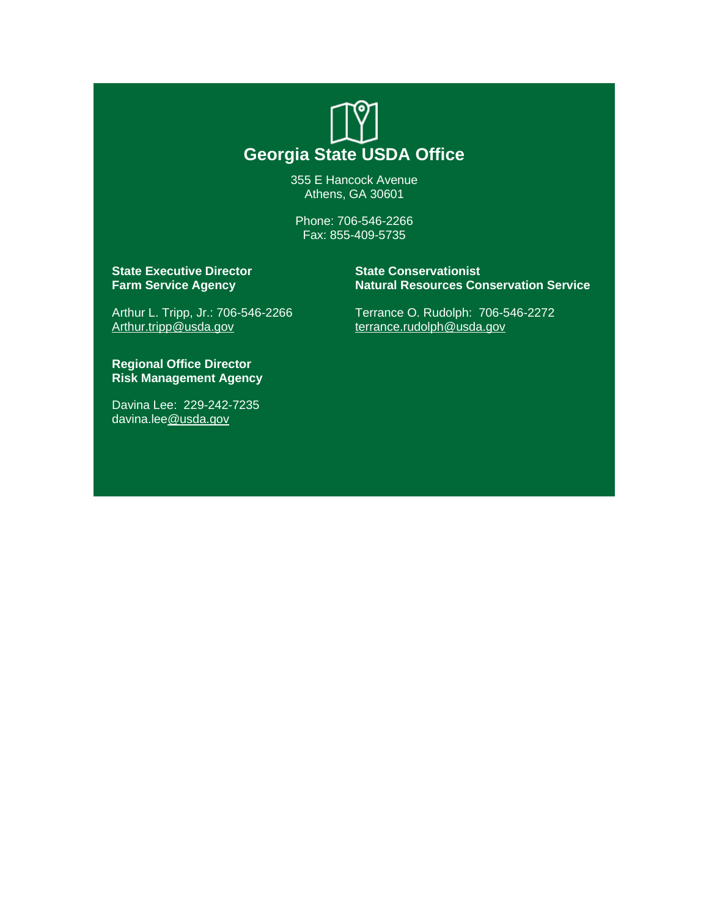# Georgia State USDA Office

355 E Hancock Avenue
Athens, GA 30601

Phone: 706-546-2266
Fax: 855-409-5735

**State Executive Director**
**Farm Service Agency**

Arthur L. Tripp, Jr.: 706-546-2266
Arthur.tripp@usda.gov

**State Conservationist**
**Natural Resources Conservation Service**

Terrance O. Rudolph: 706-546-2272
terrance.rudolph@usda.gov

**Regional Office Director**
**Risk Management Agency**

Davina Lee: 229-242-7235
davina.lee@usda.gov